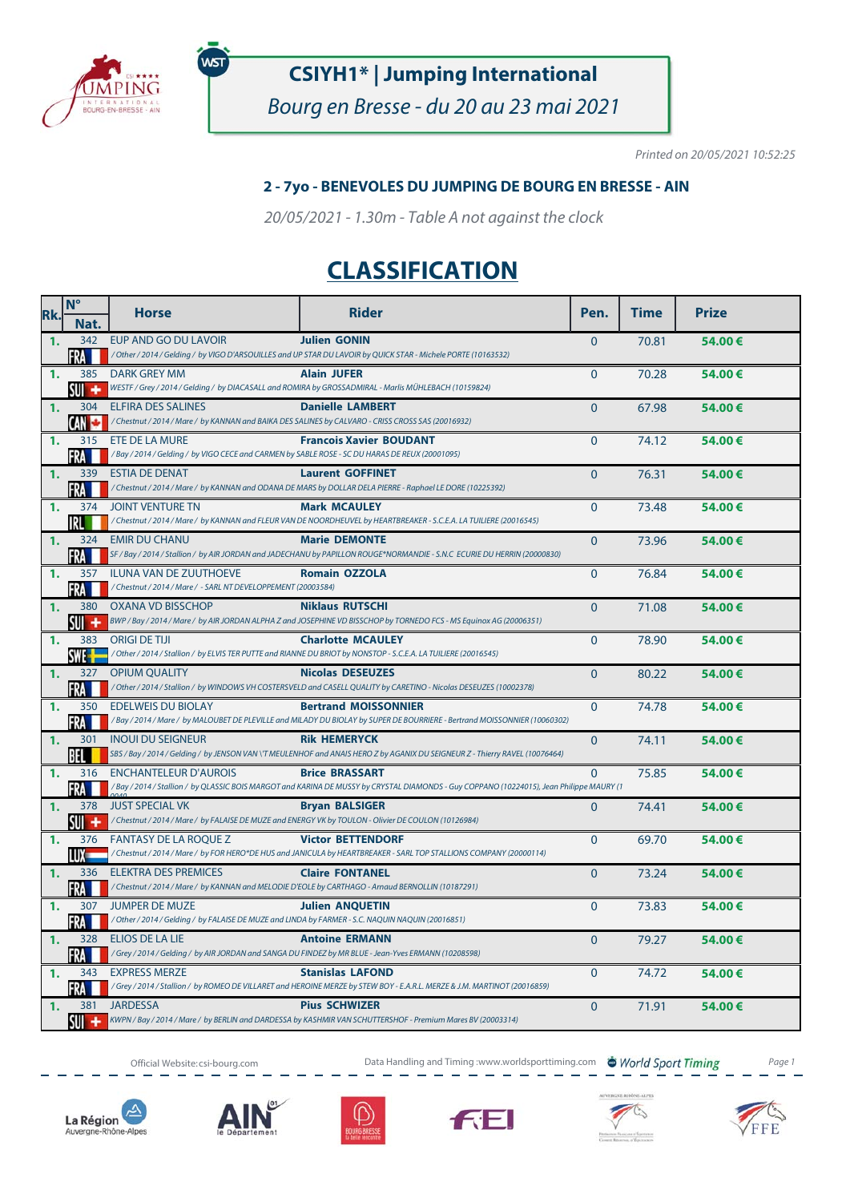# CSIYH1* | Jumping International

*Bourg en Bresse - du 20 au 23 mai 2021*

*Printed on 20/05/2021 10:52:25*

### 2 - 7yo - BENEVOLES DU JUMPING DE BOURG EN BRESSE - AIN

*20/05/2021 - 1.30m - Table A not against the clock*

## CLASSIFICATION

| Rk. | N° Nat. | Horse | Rider | Pen. | Time | Prize |
|---|---|---|---|---|---|---|
| 1. | 342 FRA | EUP AND GO DU LAVOIR *Other / 2014 / Gelding / by VIGO D'ARSOUILLES and UP STAR DU LAVOIR by QUICK STAR - Michele PORTE (10163532)* | **Julien GONIN** | 0 | 70.81 | **54.00 €** |
| 1. | 385 SUI | DARK GREY MM *WESTF / Grey / 2014 / Gelding / by DIACASALL and ROMIRA by GROSSADMIRAL - Marlis MÜHLEBACH (10159824)* | **Alain JUFER** | 0 | 70.28 | **54.00 €** |
| 1. | 304 CAN | ELFIRA DES SALINES *Chestnut / 2014 / Mare / by KANNAN and BAIKA DES SALINES by CALVARO - CRISS CROSS SAS (20016932)* | **Danielle LAMBERT** | 0 | 67.98 | **54.00 €** |
| 1. | 315 FRA | ETE DE LA MURE *Bay / 2014 / Gelding / by VIGO CECE and CARMEN by SABLE ROSE - SC DU HARAS DE REUX (20001095)* | **Francois Xavier BOUDANT** | 0 | 74.12 | **54.00 €** |
| 1. | 339 FRA | ESTIA DE DENAT *Chestnut / 2014 / Mare / by KANNAN and ODANA DE MARS by DOLLAR DELA PIERRE - Raphael LE DORE (10225392)* | **Laurent GOFFINET** | 0 | 76.31 | **54.00 €** |
| 1. | 374 IRL | JOINT VENTURE TN *Chestnut / 2014 / Mare / by KANNAN and FLEUR VAN DE NOORDHEUVEL by HEARTBREAKER - S.C.E.A. LA TUILIERE (20016545)* | **Mark MCAULEY** | 0 | 73.48 | **54.00 €** |
| 1. | 324 FRA | EMIR DU CHANU *SF / Bay / 2014 / Stallion / by AIR JORDAN and JADECHANU by PAPILLON ROUGE\*NORMANDIE - S.N.C ECURIE DU HERRIN (20000830)* | **Marie DEMONTE** | 0 | 73.96 | **54.00 €** |
| 1. | 357 FRA | ILUNA VAN DE ZUUTHOEVE *Chestnut / 2014 / Mare / - SARL NT DEVELOPPEMENT (20003584)* | **Romain OZZOLA** | 0 | 76.84 | **54.00 €** |
| 1. | 380 SUI | OXANA VD BISSCHOP *BWP / Bay / 2014 / Mare / by AIR JORDAN ALPHA Z and JOSEPHINE VD BISSCHOP by TORNEDO FCS - MS Equinox AG (20006351)* | **Niklaus RUTSCHI** | 0 | 71.08 | **54.00 €** |
| 1. | 383 SWE | ORIGI DE TIJI *Other / 2014 / Stallion / by ELVIS TER PUTTE and RIANNE DU BRIOT by NONSTOP - S.C.E.A. LA TUILIERE (20016545)* | **Charlotte MCAULEY** | 0 | 78.90 | **54.00 €** |
| 1. | 327 FRA | OPIUM QUALITY *Other / 2014 / Stallion / by WINDOWS VH COSTERSVELD and CASELL QUALITY by CARETINO - Nicolas DESEUZES (10002378)* | **Nicolas DESEUZES** | 0 | 80.22 | **54.00 €** |
| 1. | 350 FRA | EDELWEIS DU BIOLAY *Bay / 2014 / Mare / by MALOUBET DE PLEVILLE and MILADY DU BIOLAY by SUPER DE BOURRIERE - Bertrand MOISSONNIER (10060302)* | **Bertrand MOISSONNIER** | 0 | 74.78 | **54.00 €** |
| 1. | 301 BEL | INOUI DU SEIGNEUR *SBS / Bay / 2014 / Gelding / by JENSON VAN \'T MEULENHOF and ANAIS HERO Z by AGANIX DU SEIGNEUR Z - Thierry RAVEL (10076464)* | **Rik HEMERYCK** | 0 | 74.11 | **54.00 €** |
| 1. | 316 FRA | ENCHANTELEUR D'AUROIS *Bay / 2014 / Stallion / by QLASSIC BOIS MARGOT and KARINA DE MUSSY by CRYSTAL DIAMONDS - Guy COPPANO (10224015), Jean Philippe MAURY (1* | **Brice BRASSART** | 0 | 75.85 | **54.00 €** |
| 1. | 378 SUI | JUST SPECIAL VK *Chestnut / 2014 / Mare / by FALAISE DE MUZE and ENERGY VK by TOULON - Olivier DE COULON (10126984)* | **Bryan BALSIGER** | 0 | 74.41 | **54.00 €** |
| 1. | 376 LUX | FANTASY DE LA ROQUE Z *Chestnut / 2014 / Mare / by FOR HERO\*DE HUS and JANICULA by HEARTBREAKER - SARL TOP STALLIONS COMPANY (20000114)* | **Victor BETTENDORF** | 0 | 69.70 | **54.00 €** |
| 1. | 336 FRA | ELEKTRA DES PREMICES *Chestnut / 2014 / Mare / by KANNAN and MELODIE D'EOLE by CARTHAGO - Arnaud BERNOLLIN (10187291)* | **Claire FONTANEL** | 0 | 73.24 | **54.00 €** |
| 1. | 307 FRA | JUMPER DE MUZE *Other / 2014 / Gelding / by FALAISE DE MUZE and LINDA by FARMER - S.C. NAQUIN NAQUIN (20016851)* | **Julien ANQUETIN** | 0 | 73.83 | **54.00 €** |
| 1. | 328 FRA | ELIOS DE LA LIE *Grey / 2014 / Gelding / by AIR JORDAN and SANGA DU FINDEZ by MR BLUE - Jean-Yves ERMANN (10208598)* | **Antoine ERMANN** | 0 | 79.27 | **54.00 €** |
| 1. | 343 FRA | EXPRESS MERZE *Grey / 2014 / Stallion / by ROMEO DE VILLARET and HEROINE MERZE by STEW BOY - E.A.R.L. MERZE & J.M. MARTINOT (20016859)* | **Stanislas LAFOND** | 0 | 74.72 | **54.00 €** |
| 1. | 381 SUI | JARDESSA *KWPN / Bay / 2014 / Mare / by BERLIN and DARDESSA by KASHMIR VAN SCHUTTERSHOF - Premium Mares BV (20003314)* | **Pius SCHWIZER** | 0 | 71.91 | **54.00 €** |

Official Website: csi-bourg.com — Data Handling and Timing : www.worldsporttiming.com — World Sport Timing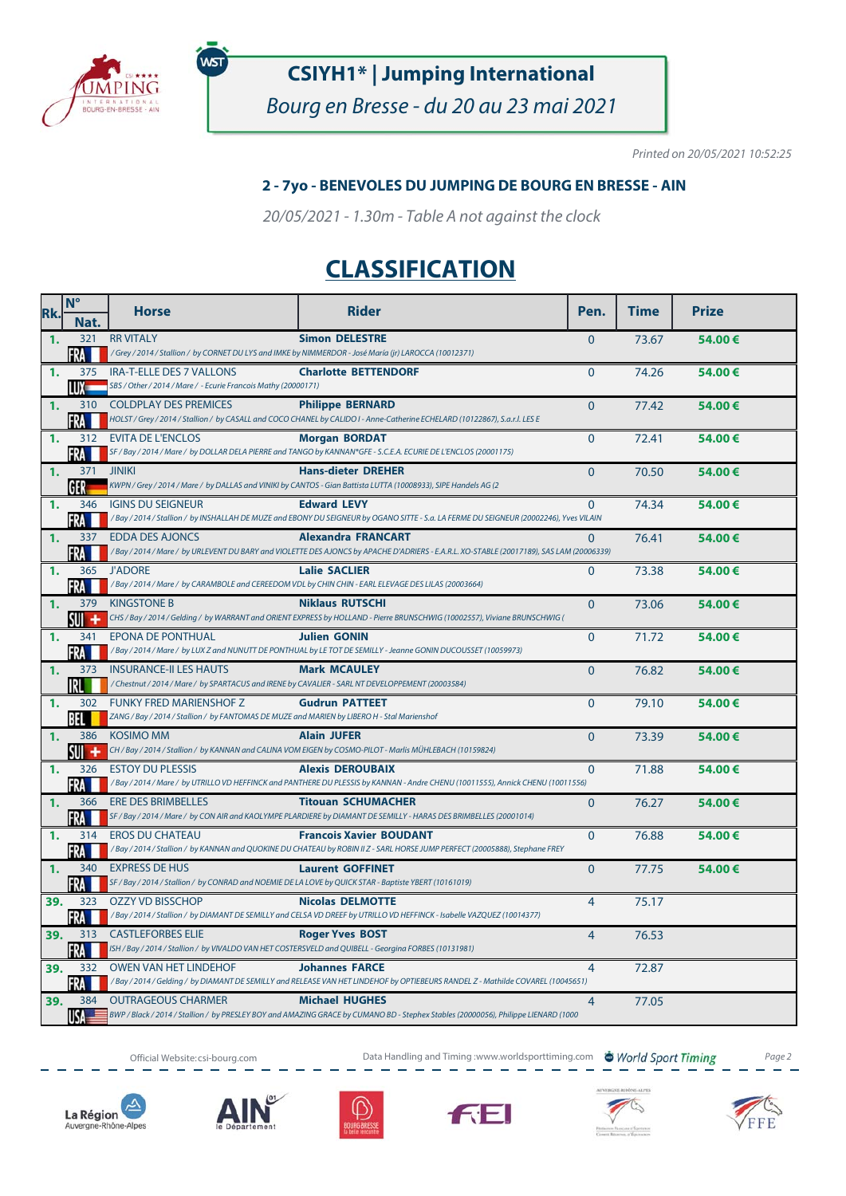# CSIYH1* | Jumping International

*Bourg en Bresse - du 20 au 23 mai 2021*

*Printed on 20/05/2021 10:52:25*

### 2 - 7yo - BENEVOLES DU JUMPING DE BOURG EN BRESSE - AIN

*20/05/2021 - 1.30m - Table A not against the clock*

## CLASSIFICATION

| Rk. | N° Nat. | Horse | Rider | Pen. | Time | Prize |
|---|---|---|---|---|---|---|
| 1. | 321 FRA | RR VITALY<br>/ Grey / 2014 / Stallion / by CORNET DU LYS and IMKE by NIMMERDOR - José María (jr) LAROCCA (10012371) | **Simon DELESTRE** | 0 | 73.67 | **54.00 €** |
| 1. | 375 LUX | IRA-T-ELLE DES 7 VALLONS<br>SBS / Other / 2014 / Mare / - Ecurie Francois Mathy (20000171) | **Charlotte BETTENDORF** | 0 | 74.26 | **54.00 €** |
| 1. | 310 FRA | COLDPLAY DES PREMICES<br>HOLST / Grey / 2014 / Stallion / by CASALL and COCO CHANEL by CALIDO I - Anne-Catherine ECHELARD (10122867), S.a.r.l. LES E | **Philippe BERNARD** | 0 | 77.42 | **54.00 €** |
| 1. | 312 FRA | EVITA DE L'ENCLOS<br>SF / Bay / 2014 / Mare / by DOLLAR DELA PIERRE and TANGO by KANNAN*GFE - S.C.E.A. ECURIE DE L'ENCLOS (20001175) | **Morgan BORDAT** | 0 | 72.41 | **54.00 €** |
| 1. | 371 GER | JINIKI<br>KWPN / Grey / 2014 / Mare / by DALLAS and VINIKI by CANTOS - Gian Battista LUTTA (10008933), SIPE Handels AG (2 | **Hans-dieter DREHER** | 0 | 70.50 | **54.00 €** |
| 1. | 346 FRA | IGINS DU SEIGNEUR<br>/ Bay / 2014 / Stallion / by INSHALLAH DE MUZE and EBONY DU SEIGNEUR by OGANO SITTE - S.a. LA FERME DU SEIGNEUR (20002246), Yves VILAIN | **Edward LEVY** | 0 | 74.34 | **54.00 €** |
| 1. | 337 FRA | EDDA DES AJONCS<br>/ Bay / 2014 / Mare / by URLEVENT DU BARY and VIOLETTE DES AJONCS by APACHE D'ADRIERS - E.A.R.L. XO-STABLE (20017189), SAS LAM (20006339) | **Alexandra FRANCART** | 0 | 76.41 | **54.00 €** |
| 1. | 365 FRA | J'ADORE<br>/ Bay / 2014 / Mare / by CARAMBOLE and CEREEDOM VDL by CHIN CHIN - EARL ELEVAGE DES LILAS (20003664) | **Lalie SACLIER** | 0 | 73.38 | **54.00 €** |
| 1. | 379 SUI | KINGSTONE B<br>CHS / Bay / 2014 / Gelding / by WARRANT and ORIENT EXPRESS by HOLLAND - Pierre BRUNSCHWIG (10002557), Viviane BRUNSCHWIG ( | **Niklaus RUTSCHI** | 0 | 73.06 | **54.00 €** |
| 1. | 341 FRA | EPONA DE PONTHUAL<br>/ Bay / 2014 / Mare / by LUX Z and NUNUTT DE PONTHUAL by LE TOT DE SEMILLY - Jeanne GONIN DUCOUSSET (10059973) | **Julien GONIN** | 0 | 71.72 | **54.00 €** |
| 1. | 373 IRL | INSURANCE-II LES HAUTS<br>/ Chestnut / 2014 / Mare / by SPARTACUS and IRENE by CAVALIER - SARL NT DEVELOPPEMENT (20003584) | **Mark MCAULEY** | 0 | 76.82 | **54.00 €** |
| 1. | 302 BEL | FUNKY FRED MARIENSHOF Z<br>ZANG / Bay / 2014 / Stallion / by FANTOMAS DE MUZE and MARIEN by LIBERO H - Stal Marienshof | **Gudrun PATTEET** | 0 | 79.10 | **54.00 €** |
| 1. | 386 SUI | KOSIMO MM<br>CH / Bay / 2014 / Stallion / by KANNAN and CALINA VOM EIGEN by COSMO-PILOT - Marlis MÜHLEBACH (10159824) | **Alain JUFER** | 0 | 73.39 | **54.00 €** |
| 1. | 326 FRA | ESTOY DU PLESSIS<br>/ Bay / 2014 / Mare / by UTRILLO VD HEFFINCK and PANTHERE DU PLESSIS by KANNAN - Andre CHENU (10011555), Annick CHENU (10011556) | **Alexis DEROUBAIX** | 0 | 71.88 | **54.00 €** |
| 1. | 366 FRA | ERE DES BRIMBELLES<br>SF / Bay / 2014 / Mare / by CON AIR and KAOLYMPE PLARDIERE by DIAMANT DE SEMILLY - HARAS DES BRIMBELLES (20001014) | **Titouan SCHUMACHER** | 0 | 76.27 | **54.00 €** |
| 1. | 314 FRA | EROS DU CHATEAU<br>/ Bay / 2014 / Stallion / by KANNAN and QUOKINE DU CHATEAU by ROBIN II Z - SARL HORSE JUMP PERFECT (20005888), Stephane FREY | **Francois Xavier BOUDANT** | 0 | 76.88 | **54.00 €** |
| 1. | 340 FRA | EXPRESS DE HUS<br>SF / Bay / 2014 / Stallion / by CONRAD and NOEMIE DE LA LOVE by QUICK STAR - Baptiste YBERT (10161019) | **Laurent GOFFINET** | 0 | 77.75 | **54.00 €** |
| 39. | 323 FRA | OZZY VD BISSCHOP<br>/ Bay / 2014 / Stallion / by DIAMANT DE SEMILLY and CELSA VD DREEF by UTRILLO VD HEFFINCK - Isabelle VAZQUEZ (10014377) | **Nicolas DELMOTTE** | 4 | 75.17 | |
| 39. | 313 FRA | CASTLEFORBES ELIE<br>ISH / Bay / 2014 / Stallion / by VIVALDO VAN HET COSTERSVELD and QUIBELL - Georgina FORBES (10131981) | **Roger Yves BOST** | 4 | 76.53 | |
| 39. | 332 FRA | OWEN VAN HET LINDEHOF<br>/ Bay / 2014 / Gelding / by DIAMANT DE SEMILLY and RELEASE VAN HET LINDEHOF by OPTIEBEURS RANDEL Z - Mathilde COVAREL (10045651) | **Johannes FARCE** | 4 | 72.87 | |
| 39. | 384 USA | OUTRAGEOUS CHARMER<br>BWP / Black / 2014 / Stallion / by PRESLEY BOY and AMAZING GRACE by CUMANO BD - Stephex Stables (20000056), Philippe LIENARD (1000 | **Michael HUGHES** | 4 | 77.05 | |

Official Website: csi-bourg.com — Data Handling and Timing: www.worldsporttiming.com — World Sport Timing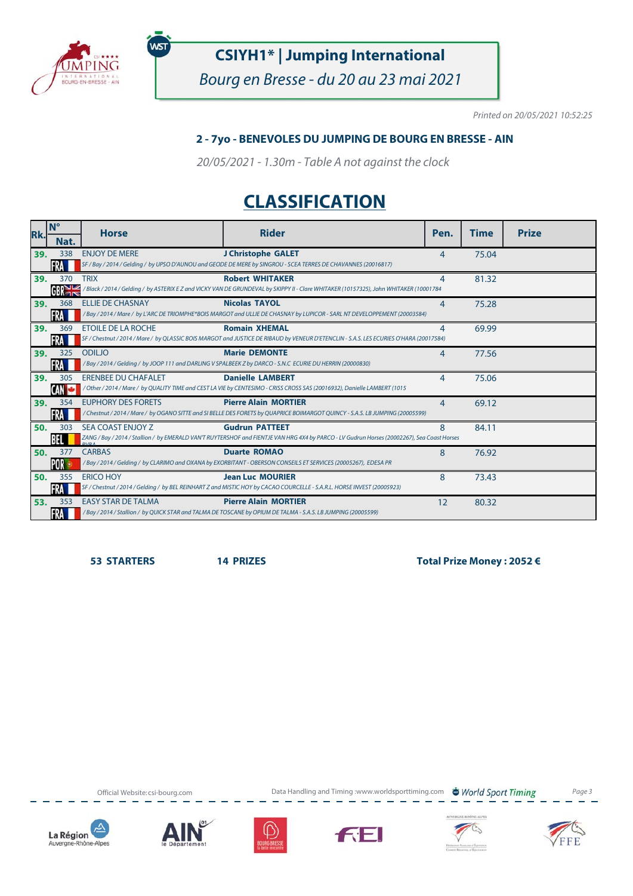## CSIYH1* | Jumping International

*Bourg en Bresse - du 20 au 23 mai 2021*

*Printed on 20/05/2021 10:52:25*

### 2 - 7yo - BENEVOLES DU JUMPING DE BOURG EN BRESSE - AIN

*20/05/2021 - 1.30m - Table A not against the clock*

# CLASSIFICATION

| Rk. | N° Nat. | Horse | Rider | Pen. | Time | Prize |
|---|---|---|---|---|---|---|
| 39. | 338 FRA | ENJOY DE MERE *SF / Bay / 2014 / Gelding / by UPSO D'AUNOU and GEODE DE MERE by SINGROU - SCEA TERRES DE CHAVANNES (20016817)* | **J Christophe GALET** | 4 | 75.04 | |
| 39. | 370 GBR | TRIX */ Black / 2014 / Gelding / by ASTERIX E Z and VICKY VAN DE GRUNDEVAL by SKIPPY II - Clare WHITAKER (10157325), John WHITAKER (10001784* | **Robert WHITAKER** | 4 | 81.32 | |
| 39. | 368 FRA | ELLIE DE CHASNAY */ Bay / 2014 / Mare / by L'ARC DE TRIOMPHE*BOIS MARGOT and ULLIE DE CHASNAY by LUPICOR - SARL NT DEVELOPPEMENT (20003584)* | **Nicolas TAYOL** | 4 | 75.28 | |
| 39. | 369 FRA | ETOILE DE LA ROCHE *SF / Chestnut / 2014 / Mare / by QLASSIC BOIS MARGOT and JUSTICE DE RIBAUD by VENEUR D'ETENCLIN - S.A.S. LES ECURIES O'HARA (20017584)* | **Romain XHEMAL** | 4 | 69.99 | |
| 39. | 325 FRA | ODILJO */ Bay / 2014 / Gelding / by JOOP 111 and DARLING V SPALBEEK Z by DARCO - S.N.C ECURIE DU HERRIN (20000830)* | **Marie DEMONTE** | 4 | 77.56 | |
| 39. | 305 CAN | ERENBEE DU CHAFALET */ Other / 2014 / Mare / by QUALITY TIME and CEST LA VIE by CENTESIMO - CRISS CROSS SAS (20016932), Danielle LAMBERT (1015* | **Danielle LAMBERT** | 4 | 75.06 | |
| 39. | 354 FRA | EUPHORY DES FORETS */ Chestnut / 2014 / Mare / by OGANO SITTE and SI BELLE DES FORETS by QUAPRICE BOIMARGOT QUINCY - S.A.S. LB JUMPING (20005599)* | **Pierre Alain MORTIER** | 4 | 69.12 | |
| 50. | 303 BEL | SEA COAST ENJOY Z *ZANG / Bay / 2014 / Stallion / by EMERALD VAN'T RUYTERSHOF and FIENTJE VAN HRG 4X4 by PARCO - LV Gudrun Horses (20002267), Sea Coast Horses BVBA* | **Gudrun PATTEET** | 8 | 84.11 | |
| 50. | 377 POR | CARBAS */ Bay / 2014 / Gelding / by CLARIMO and OXANA by EXORBITANT - OBERSON CONSEILS ET SERVICES (20005267), EDESA PR* | **Duarte ROMAO** | 8 | 76.92 | |
| 50. | 355 FRA | ERICO HOY *SF / Chestnut / 2014 / Gelding / by BEL REINHART Z and MISTIC HOY by CACAO COURCELLE - S.A.R.L. HORSE INVEST (20005923)* | **Jean Luc MOURIER** | 8 | 73.43 | |
| 53. | 353 FRA | EASY STAR DE TALMA */ Bay / 2014 / Stallion / by QUICK STAR and TALMA DE TOSCANE by OPIUM DE TALMA - S.A.S. LB JUMPING (20005599)* | **Pierre Alain MORTIER** | 12 | 80.32 | |

**53 STARTERS** **14 PRIZES** **Total Prize Money : 2052 €**

Official Website: csi-bourg.com Data Handling and Timing :www.worldsporttiming.com World Sport Timing